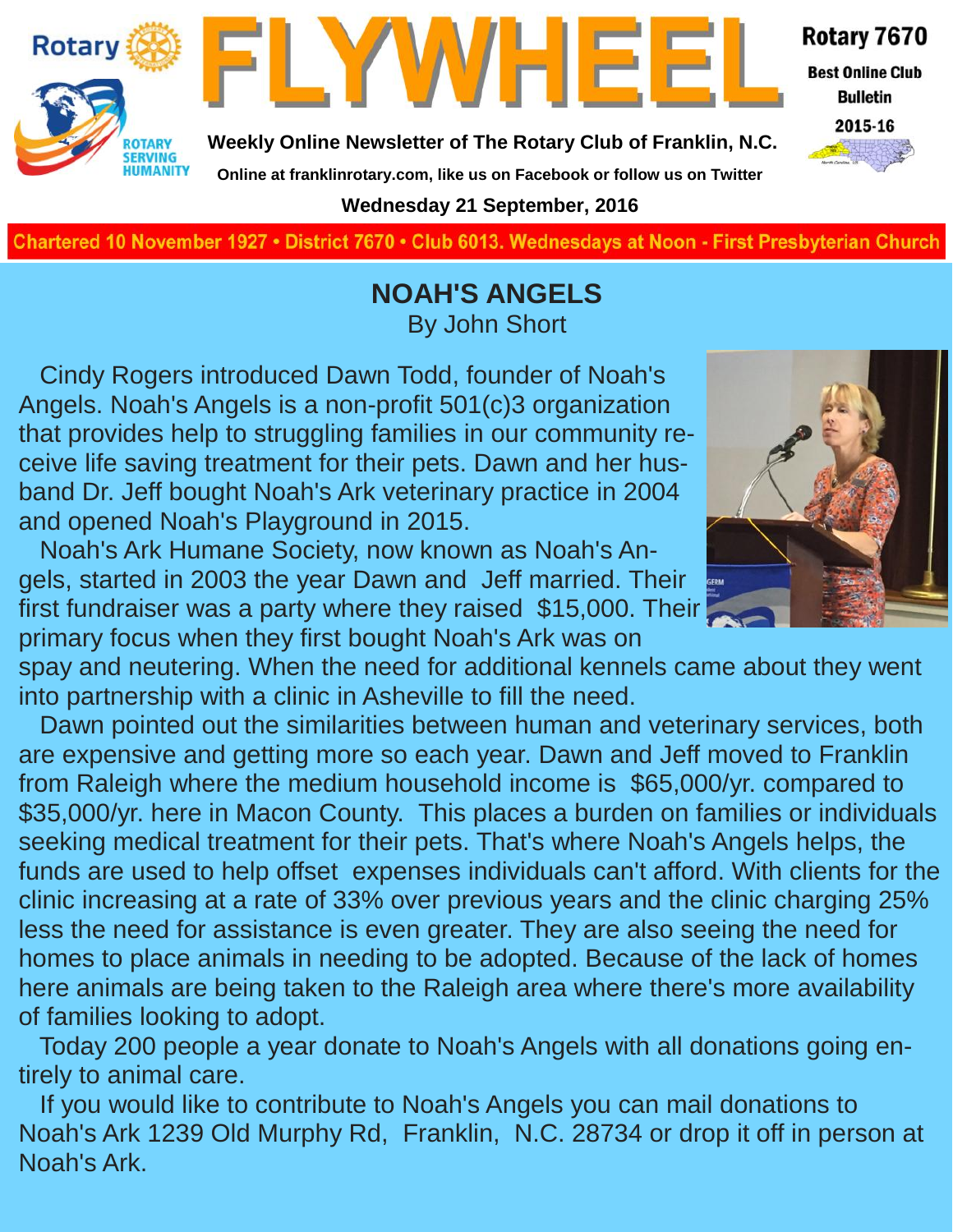# FLYWHEEL

Rotary 7670

Best Online Club Bulletin 2015-16

**Weekly Online Newsletter of The Rotary Club of Franklin, N.C.**

**Online at franklinrotary.com, like us on Facebook or follow us on Twitter**

**Wednesday 21 September, 2016**

Chartered 10 November 1927 • District 7670 • Club 6013. Wednesdays at Noon - First Presbyterian Church

## NOAH'S ANGELS

By John Short

Cindy Rogers introduced Dawn Todd, founder of Noah's Angels. Noah's Angels is a non-profit 501(c)3 organization that provides help to struggling families in our community receive life saving treatment for their pets. Dawn and her husband Dr. Jeff bought Noah's Ark veterinary practice in 2004 and opened Noah's Playground in 2015.

Noah's Ark Humane Society, now known as Noah's Angels, started in 2003 the year Dawn and Jeff married. Their first fundraiser was a party where they raised $15,000. Their primary focus when they first bought Noah's Ark was on spay and neutering. When the need for additional kennels came about they went into partnership with a clinic in Asheville to fill the need.

Dawn pointed out the similarities between human and veterinary services, both are expensive and getting more so each year. Dawn and Jeff moved to Franklin from Raleigh where the medium household income is $65,000/yr. compared to $35,000/yr. here in Macon County. This places a burden on families or individuals seeking medical treatment for their pets. That's where Noah's Angels helps, the funds are used to help offset expenses individuals can't afford. With clients for the clinic increasing at a rate of 33% over previous years and the clinic charging 25% less the need for assistance is even greater. They are also seeing the need for homes to place animals in needing to be adopted. Because of the lack of homes here animals are being taken to the Raleigh area where there's more availability of families looking to adopt.

Today 200 people a year donate to Noah's Angels with all donations going entirely to animal care.

If you would like to contribute to Noah's Angels you can mail donations to Noah's Ark 1239 Old Murphy Rd, Franklin, N.C. 28734 or drop it off in person at Noah's Ark.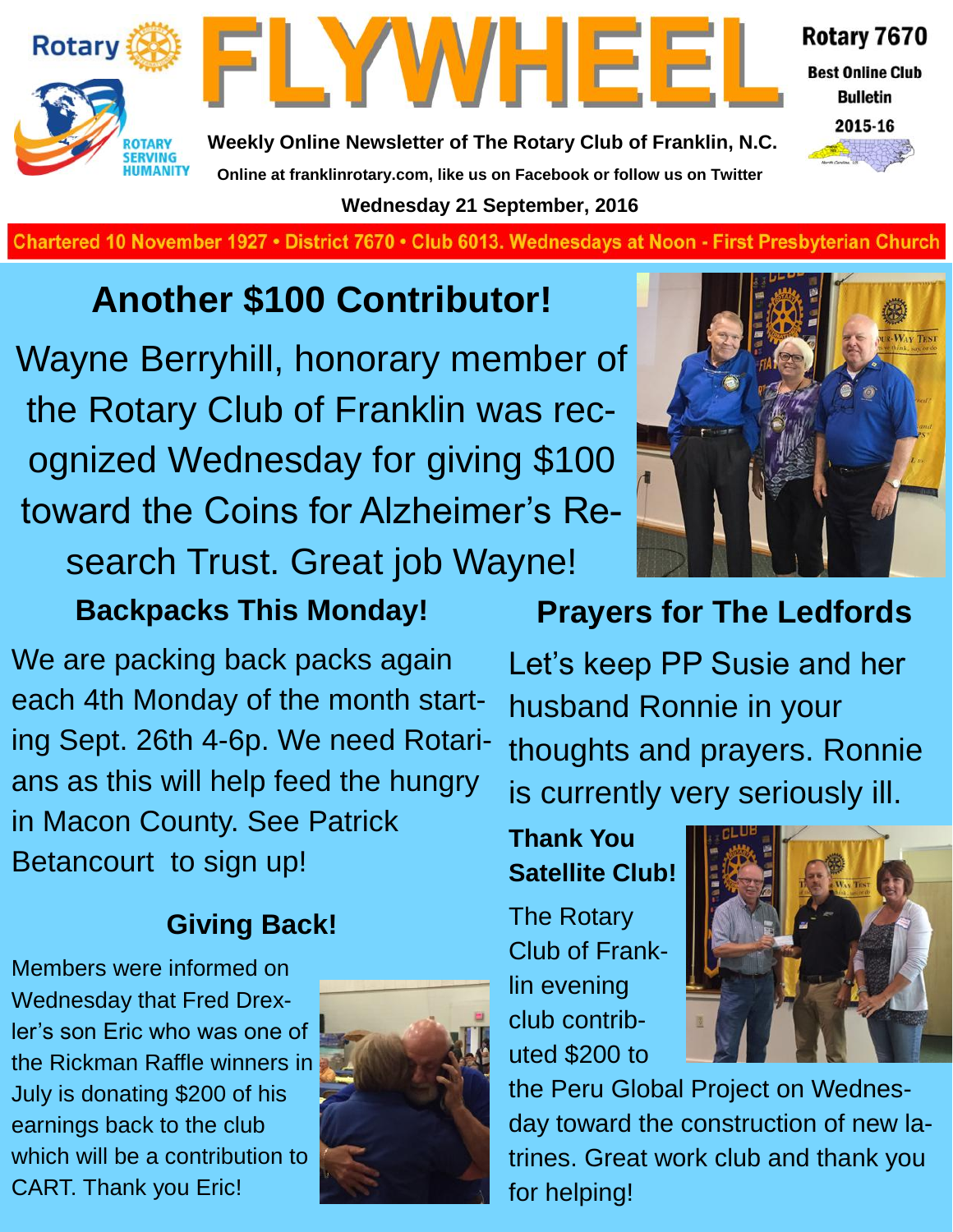# FLYWHEEL

Rotary 7670

Best Online Club Bulletin 2015-16

Weekly Online Newsletter of The Rotary Club of Franklin, N.C.

Online at franklinrotary.com, like us on Facebook or follow us on Twitter

Wednesday 21 September, 2016

Chartered 10 November 1927 • District 7670 • Club 6013. Wednesdays at Noon - First Presbyterian Church

## Another $100 Contributor!

Wayne Berryhill, honorary member of the Rotary Club of Franklin was recognized Wednesday for giving $100 toward the Coins for Alzheimer's Research Trust. Great job Wayne!

### Backpacks This Monday!

We are packing back packs again each 4th Monday of the month starting Sept. 26th 4-6p. We need Rotarians as this will help feed the hungry in Macon County. See Patrick Betancourt to sign up!

### Giving Back!

Members were informed on Wednesday that Fred Drexler's son Eric who was one of the Rickman Raffle winners in July is donating $200 of his earnings back to the club which will be a contribution to CART. Thank you Eric!

### Prayers for The Ledfords

Let's keep PP Susie and her husband Ronnie in your thoughts and prayers. Ronnie is currently very seriously ill.

### Thank You Satellite Club!

The Rotary Club of Franklin evening club contributed $200 to the Peru Global Project on Wednesday toward the construction of new latrines. Great work club and thank you for helping!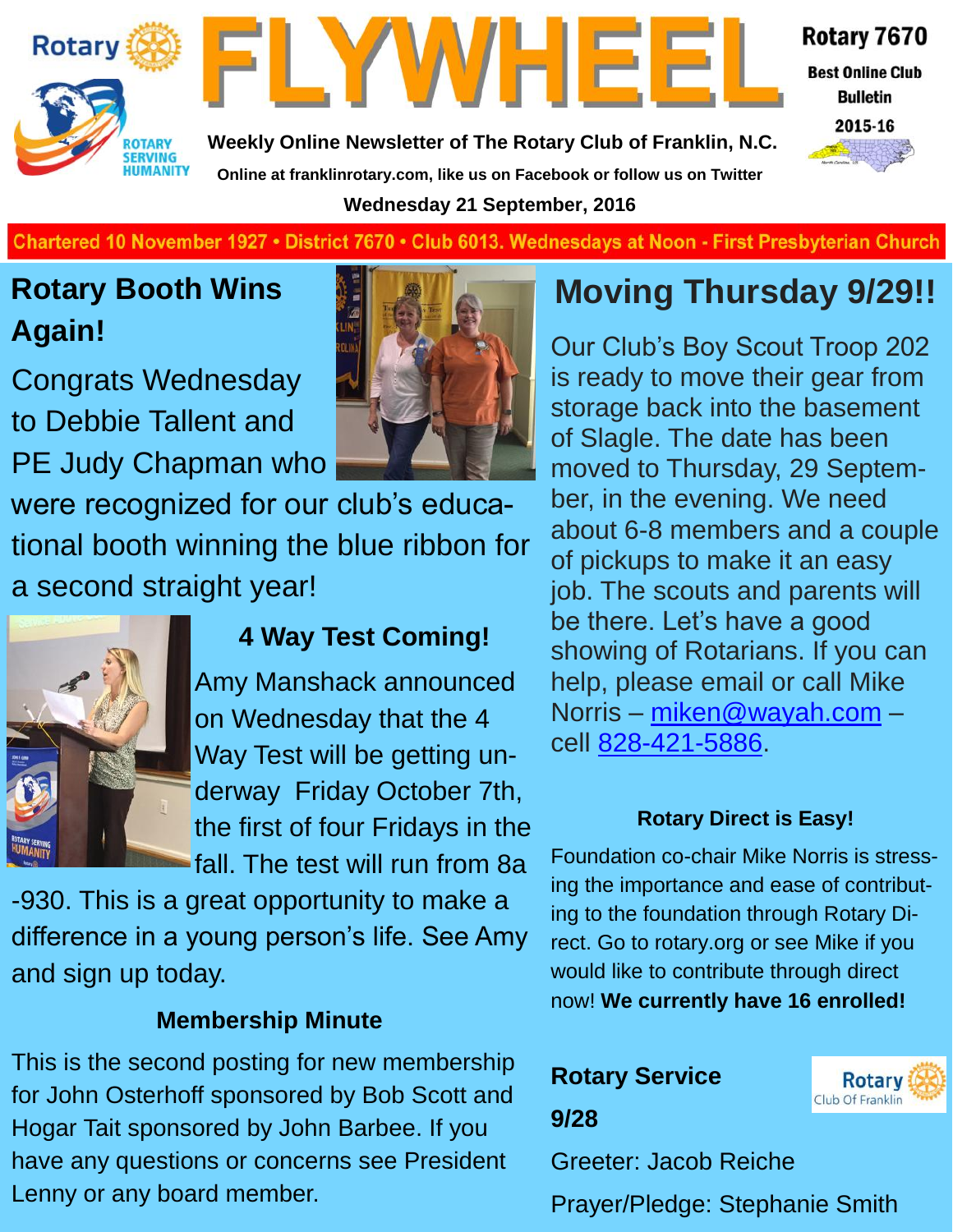# FLYWHEEL

**Rotary 7670**
**Best Online Club Bulletin**
**2015-16**

**Weekly Online Newsletter of The Rotary Club of Franklin, N.C.**

**Online at franklinrotary.com, like us on Facebook or follow us on Twitter**

**Wednesday 21 September, 2016**

Chartered 10 November 1927 • District 7670 • Club 6013. Wednesdays at Noon - First Presbyterian Church

## Rotary Booth Wins Again!

Congrats Wednesday to Debbie Tallent and PE Judy Chapman who were recognized for our club's educational booth winning the blue ribbon for a second straight year!

### 4 Way Test Coming!

Amy Manshack announced on Wednesday that the 4 Way Test will be getting underway Friday October 7th, the first of four Fridays in the fall. The test will run from 8a-930. This is a great opportunity to make a difference in a young person's life. See Amy and sign up today.

### Membership Minute

This is the second posting for new membership for John Osterhoff sponsored by Bob Scott and Hogar Tait sponsored by John Barbee. If you have any questions or concerns see President Lenny or any board member.

## Moving Thursday 9/29!!

Our Club's Boy Scout Troop 202 is ready to move their gear from storage back into the basement of Slagle. The date has been moved to Thursday, 29 September, in the evening. We need about 6-8 members and a couple of pickups to make it an easy job. The scouts and parents will be there. Let's have a good showing of Rotarians. If you can help, please email or call Mike Norris – miken@wayah.com – cell 828-421-5886.

### Rotary Direct is Easy!

Foundation co-chair Mike Norris is stressing the importance and ease of contributing to the foundation through Rotary Direct. Go to rotary.org or see Mike if you would like to contribute through direct now! **We currently have 16 enrolled!**

### Rotary Service 9/28

Greeter: Jacob Reiche

Prayer/Pledge: Stephanie Smith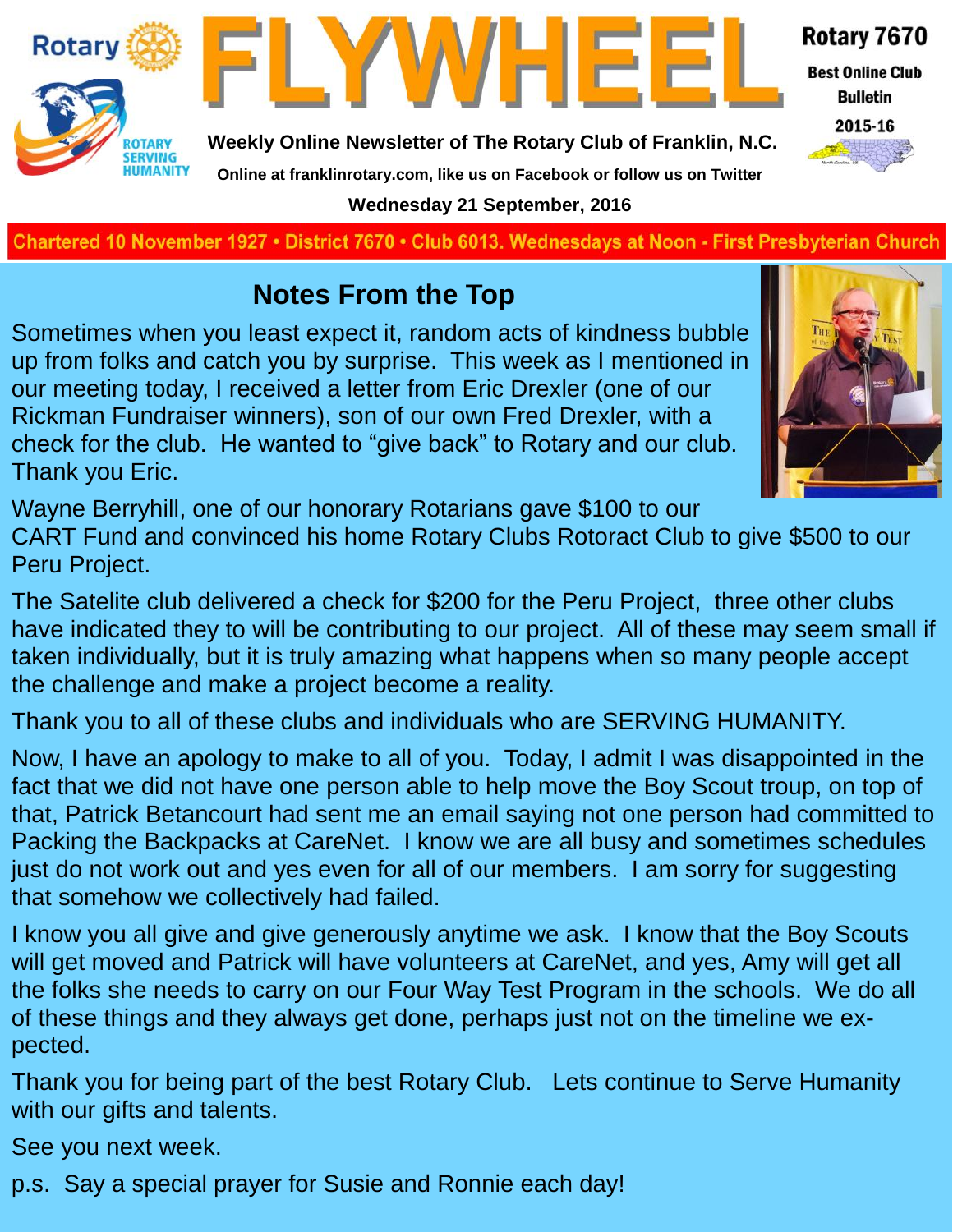# FLYWHEEL

**Rotary 7670**
**Best Online Club Bulletin**
**2015-16**

**Weekly Online Newsletter of The Rotary Club of Franklin, N.C.**

**Online at franklinrotary.com, like us on Facebook or follow us on Twitter**

**Wednesday 21 September, 2016**

**Chartered 10 November 1927 • District 7670 • Club 6013. Wednesdays at Noon - First Presbyterian Church**

## Notes From the Top

Sometimes when you least expect it, random acts of kindness bubble up from folks and catch you by surprise. This week as I mentioned in our meeting today, I received a letter from Eric Drexler (one of our Rickman Fundraiser winners), son of our own Fred Drexler, with a check for the club. He wanted to "give back" to Rotary and our club. Thank you Eric.

Wayne Berryhill, one of our honorary Rotarians gave $100 to our CART Fund and convinced his home Rotary Clubs Rotoract Club to give $500 to our Peru Project.

The Satelite club delivered a check for $200 for the Peru Project, three other clubs have indicated they to will be contributing to our project. All of these may seem small if taken individually, but it is truly amazing what happens when so many people accept the challenge and make a project become a reality.

Thank you to all of these clubs and individuals who are SERVING HUMANITY.

Now, I have an apology to make to all of you. Today, I admit I was disappointed in the fact that we did not have one person able to help move the Boy Scout troup, on top of that, Patrick Betancourt had sent me an email saying not one person had committed to Packing the Backpacks at CareNet. I know we are all busy and sometimes schedules just do not work out and yes even for all of our members. I am sorry for suggesting that somehow we collectively had failed.

I know you all give and give generously anytime we ask. I know that the Boy Scouts will get moved and Patrick will have volunteers at CareNet, and yes, Amy will get all the folks she needs to carry on our Four Way Test Program in the schools. We do all of these things and they always get done, perhaps just not on the timeline we expected.

Thank you for being part of the best Rotary Club. Lets continue to Serve Humanity with our gifts and talents.

See you next week.

p.s. Say a special prayer for Susie and Ronnie each day!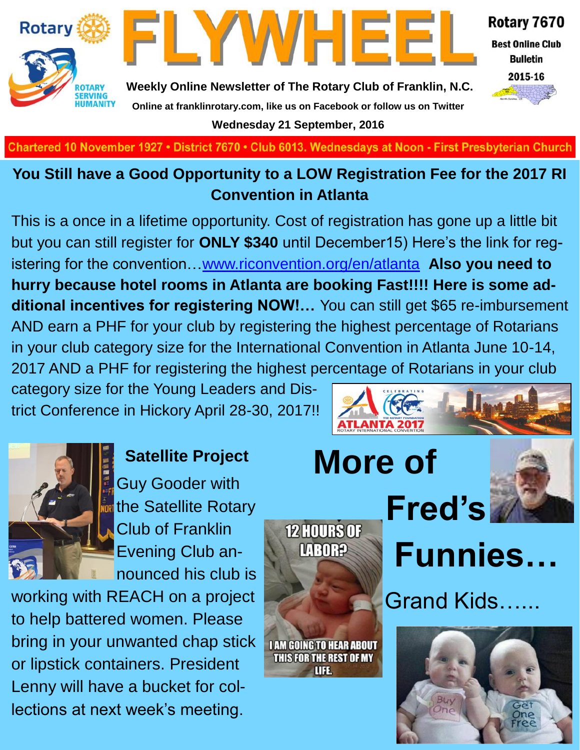# FLYWHEEL

Rotary 7670

Best Online Club Bulletin

2015-16

**Weekly Online Newsletter of The Rotary Club of Franklin, N.C.**

Online at franklinrotary.com, like us on Facebook or follow us on Twitter

**Wednesday 21 September, 2016**

Chartered 10 November 1927 • District 7670 • Club 6013. Wednesdays at Noon - First Presbyterian Church

## You Still have a Good Opportunity to a LOW Registration Fee for the 2017 RI Convention in Atlanta

This is a once in a lifetime opportunity. Cost of registration has gone up a little bit but you can still register for **ONLY $340** until December15) Here's the link for registering for the convention…www.riconvention.org/en/atlanta **Also you need to hurry because hotel rooms in Atlanta are booking Fast!!!! Here is some additional incentives for registering NOW!…** You can still get $65 re-imbursement AND earn a PHF for your club by registering the highest percentage of Rotarians in your club category size for the International Convention in Atlanta June 10-14, 2017 AND a PHF for registering the highest percentage of Rotarians in your club category size for the Young Leaders and District Conference in Hickory April 28-30, 2017!!

### Satellite Project

Guy Gooder with the Satellite Rotary Club of Franklin Evening Club announced his club is working with REACH on a project to help battered women. Please bring in your unwanted chap stick or lipstick containers. President Lenny will have a bucket for collections at next week's meeting.

# More of Fred's Funnies…

Grand Kids……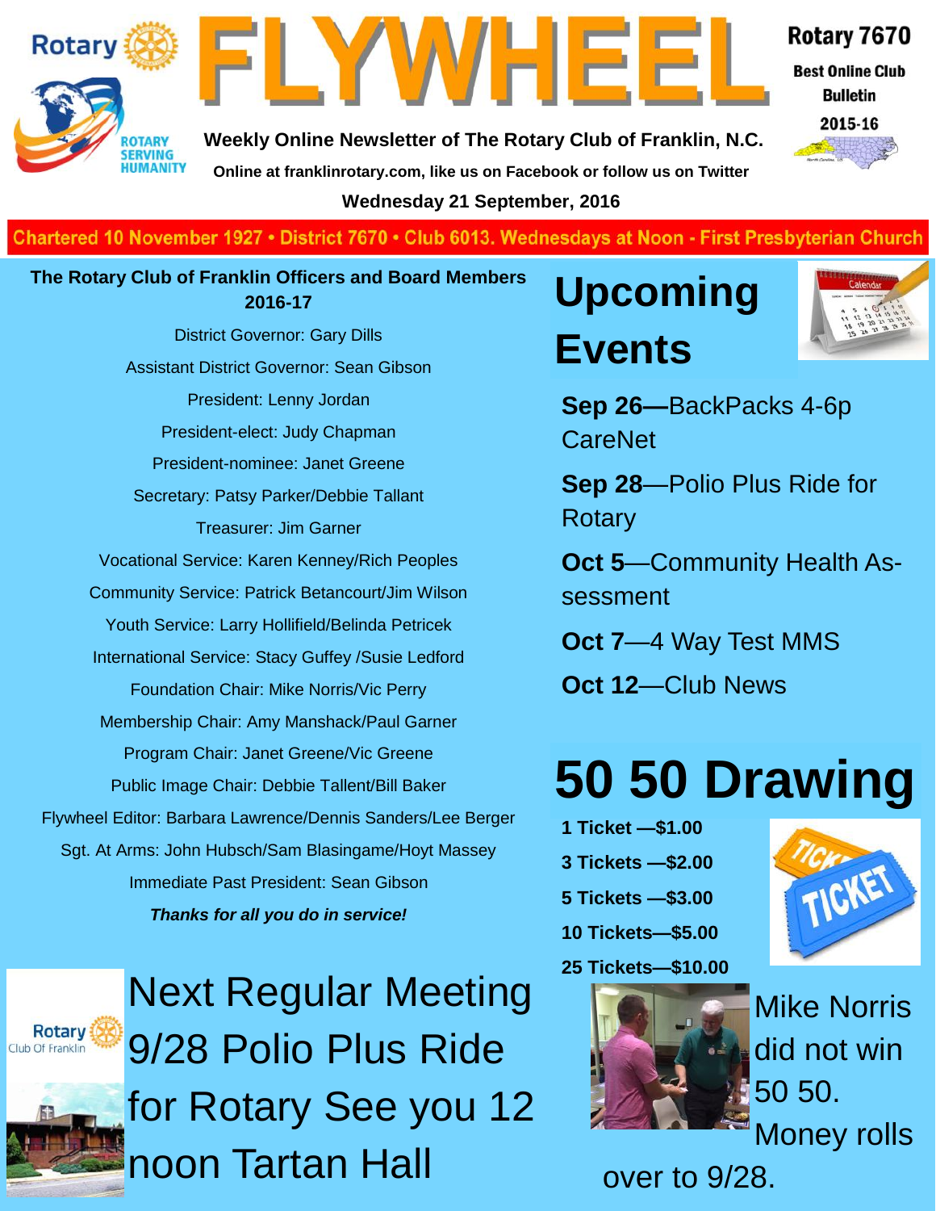Rotary

ROTARY SERVING HUMANITY

# FLYWHEEL

Rotary 7670

Best Online Club Bulletin

2015-16

**Weekly Online Newsletter of The Rotary Club of Franklin, N.C.**

**Online at franklinrotary.com, like us on Facebook or follow us on Twitter**

**Wednesday 21 September, 2016**

Chartered 10 November 1927 • District 7670 • Club 6013. Wednesdays at Noon - First Presbyterian Church

**The Rotary Club of Franklin Officers and Board Members 2016-17**

District Governor: Gary Dills

Assistant District Governor: Sean Gibson

President: Lenny Jordan

President-elect: Judy Chapman

President-nominee: Janet Greene

Secretary: Patsy Parker/Debbie Tallant

Treasurer: Jim Garner

Vocational Service: Karen Kenney/Rich Peoples

Community Service: Patrick Betancourt/Jim Wilson

Youth Service: Larry Hollifield/Belinda Petricek

International Service: Stacy Guffey /Susie Ledford

Foundation Chair: Mike Norris/Vic Perry

Membership Chair: Amy Manshack/Paul Garner

Program Chair: Janet Greene/Vic Greene

Public Image Chair: Debbie Tallent/Bill Baker

Flywheel Editor: Barbara Lawrence/Dennis Sanders/Lee Berger

Sgt. At Arms: John Hubsch/Sam Blasingame/Hoyt Massey

Immediate Past President: Sean Gibson

***Thanks for all you do in service!***

Rotary Club Of Franklin

Next Regular Meeting 9/28 Polio Plus Ride for Rotary See you 12 noon Tartan Hall

## Upcoming Events

**Sep 26**—BackPacks 4-6p CareNet

**Sep 28**—Polio Plus Ride for Rotary

**Oct 5**—Community Health Assessment

**Oct 7**—4 Way Test MMS

**Oct 12**—Club News

## 50 50 Drawing

**1 Ticket —$1.00**

**3 Tickets —$2.00**

**5 Tickets —$3.00**

**10 Tickets—$5.00**

**25 Tickets—$10.00**

Mike Norris did not win 50 50. Money rolls over to 9/28.